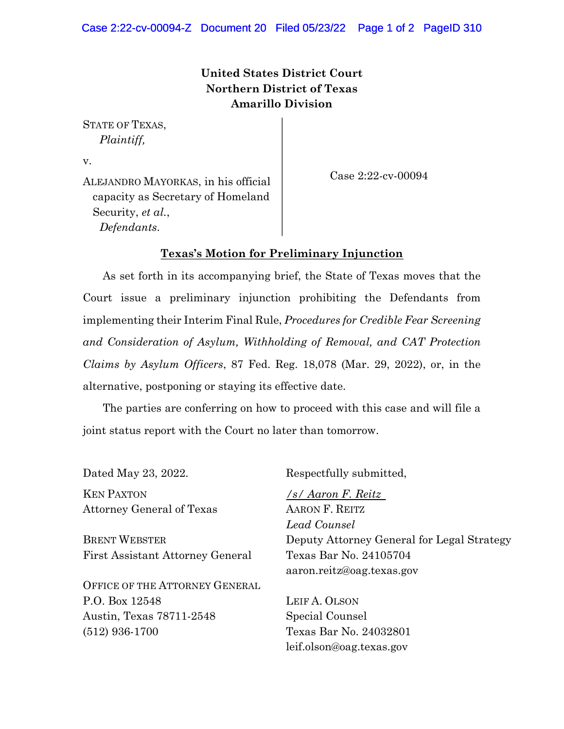**United States District Court**
**Northern District of Texas**
**Amarillo Division**

STATE OF TEXAS,
*Plaintiff,*

v.

ALEJANDRO MAYORKAS, in his official capacity as Secretary of Homeland Security, *et al.*,
*Defendants*.

Case 2:22-cv-00094

**Texas's Motion for Preliminary Injunction**

As set forth in its accompanying brief, the State of Texas moves that the Court issue a preliminary injunction prohibiting the Defendants from implementing their Interim Final Rule, *Procedures for Credible Fear Screening and Consideration of Asylum, Withholding of Removal, and CAT Protection Claims by Asylum Officers*, 87 Fed. Reg. 18,078 (Mar. 29, 2022), or, in the alternative, postponing or staying its effective date.

The parties are conferring on how to proceed with this case and will file a joint status report with the Court no later than tomorrow.

Dated May 23, 2022.

KEN PAXTON
Attorney General of Texas

BRENT WEBSTER
First Assistant Attorney General

OFFICE OF THE ATTORNEY GENERAL
P.O. Box 12548
Austin, Texas 78711-2548
(512) 936-1700

Respectfully submitted,

*/s/ Aaron F. Reitz*
AARON F. REITZ
*Lead Counsel*
Deputy Attorney General for Legal Strategy
Texas Bar No. 24105704
aaron.reitz@oag.texas.gov

LEIF A. OLSON
Special Counsel
Texas Bar No. 24032801
leif.olson@oag.texas.gov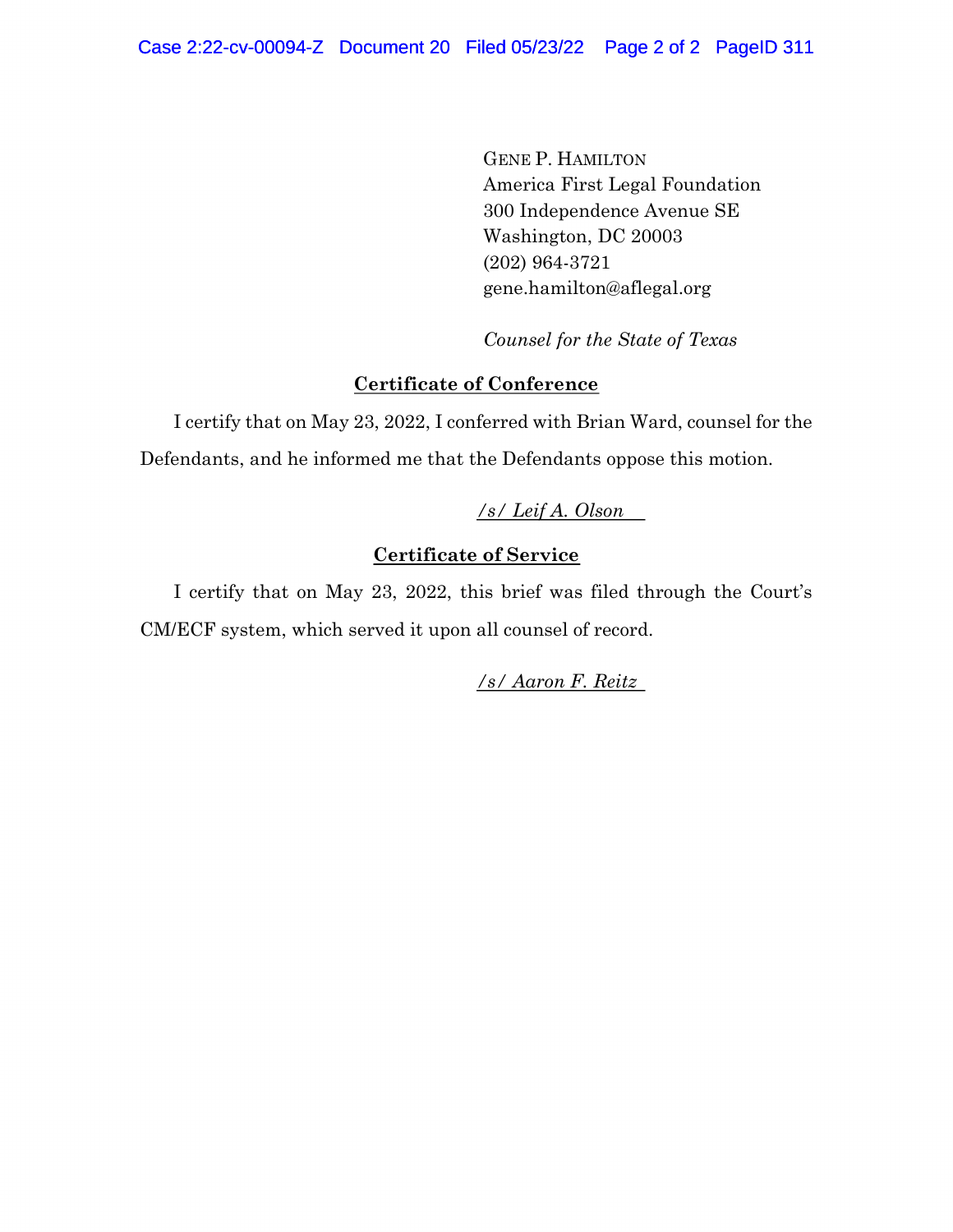Gene P. Hamilton
America First Legal Foundation
300 Independence Avenue SE
Washington, DC 20003
(202) 964-3721
gene.hamilton@aflegal.org

*Counsel for the State of Texas*

**Certificate of Conference**

I certify that on May 23, 2022, I conferred with Brian Ward, counsel for the Defendants, and he informed me that the Defendants oppose this motion.

*/s/ Leif A. Olson*

**Certificate of Service**

I certify that on May 23, 2022, this brief was filed through the Court's CM/ECF system, which served it upon all counsel of record.

*/s/ Aaron F. Reitz*